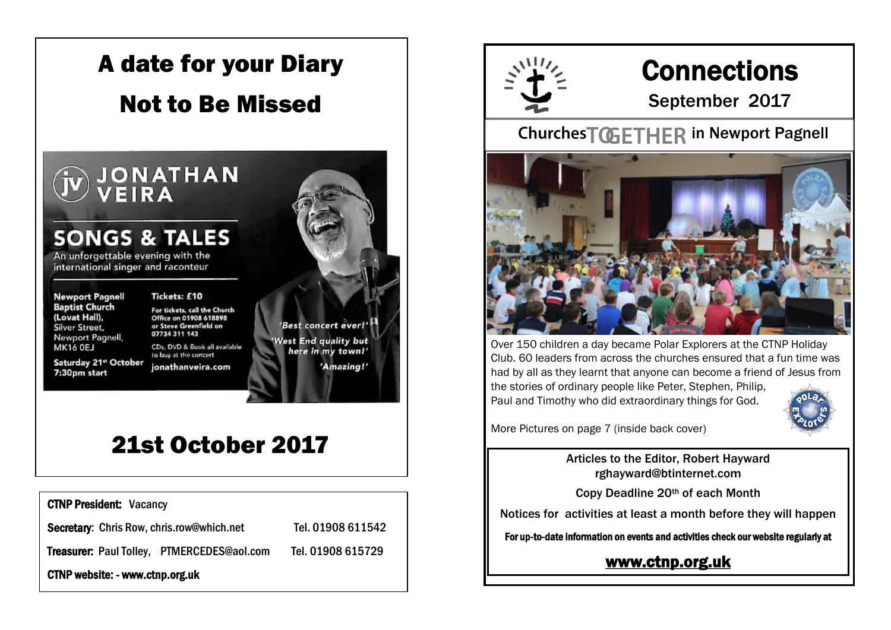# A date for your Diary

# Not to Be Missed

## JONATHAN VEIRA

## SONGS & TALES

An unforgettable evening with the international singer and raconteur

**Newport Pagnell Baptist Church (Lovat Hall),** Silver Street, Newport Pagnell, MK16 0EJ

**Saturday 21st October 7:30pm start**

**Tickets: £10**

For tickets, call the Church Office on 01908 618898 or Steve Greenfield on 07734 311 143

CDs, DVD & Book all available to buy at the concert

jonathanveira.com

'Best concert ever!'

'West End quality but here in my town!'

'Amazing!'

# 21st October 2017

**CTNP President:** Vacancy

**Secretary**: Chris Row, chris.row@which.net Tel. 01908 611542

**Treasurer:** Paul Tolley, PTMERCEDES@aol.com Tel. 01908 615729

**CTNP website: - www.ctnp.org.uk**

# Connections

## September 2017

## Churches TOGETHER in Newport Pagnell

Over 150 children a day became Polar Explorers at the CTNP Holiday Club. 60 leaders from across the churches ensured that a fun time was had by all as they learnt that anyone can become a friend of Jesus from the stories of ordinary people like Peter, Stephen, Philip, Paul and Timothy who did extraordinary things for God.

More Pictures on page 7 (inside back cover)

Articles to the Editor, Robert Hayward
rghayward@btinternet.com

Copy Deadline 20th of each Month

Notices for activities at least a month before they will happen

**For up-to-date information on events and activities check our website regularly at**

**www.ctnp.org.uk**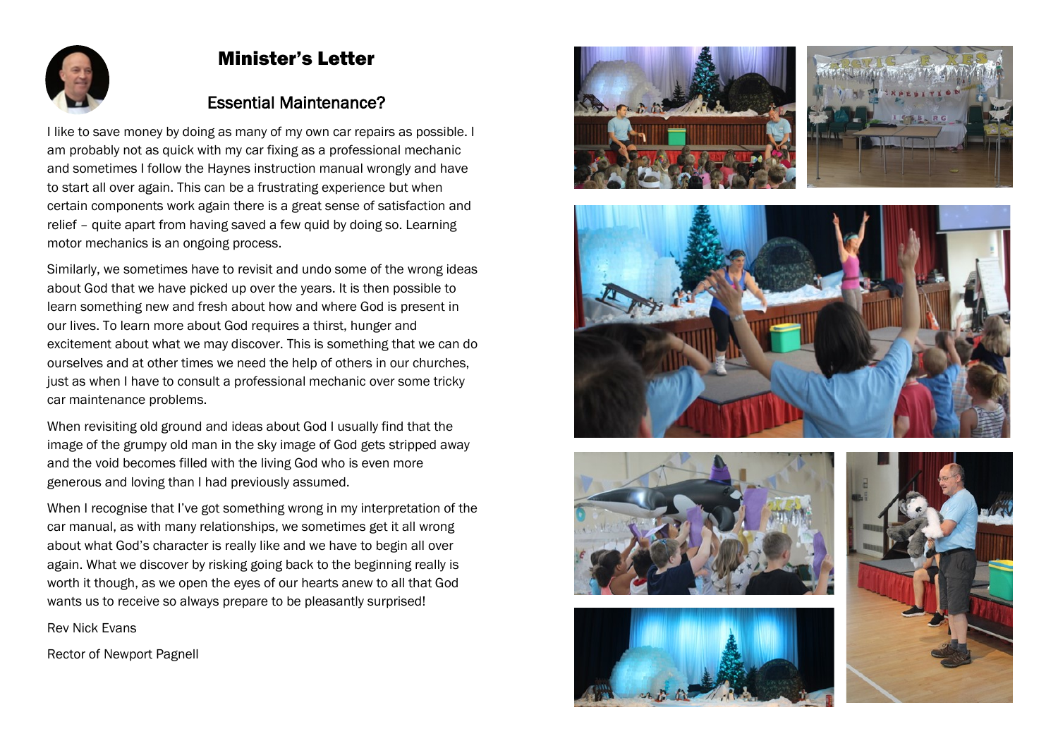# Minister's Letter

## Essential Maintenance?

I like to save money by doing as many of my own car repairs as possible. I am probably not as quick with my car fixing as a professional mechanic and sometimes I follow the Haynes instruction manual wrongly and have to start all over again. This can be a frustrating experience but when certain components work again there is a great sense of satisfaction and relief – quite apart from having saved a few quid by doing so. Learning motor mechanics is an ongoing process.

Similarly, we sometimes have to revisit and undo some of the wrong ideas about God that we have picked up over the years. It is then possible to learn something new and fresh about how and where God is present in our lives. To learn more about God requires a thirst, hunger and excitement about what we may discover. This is something that we can do ourselves and at other times we need the help of others in our churches, just as when I have to consult a professional mechanic over some tricky car maintenance problems.

When revisiting old ground and ideas about God I usually find that the image of the grumpy old man in the sky image of God gets stripped away and the void becomes filled with the living God who is even more generous and loving than I had previously assumed.

When I recognise that I've got something wrong in my interpretation of the car manual, as with many relationships, we sometimes get it all wrong about what God's character is really like and we have to begin all over again. What we discover by risking going back to the beginning really is worth it though, as we open the eyes of our hearts anew to all that God wants us to receive so always prepare to be pleasantly surprised!

Rev Nick Evans

Rector of Newport Pagnell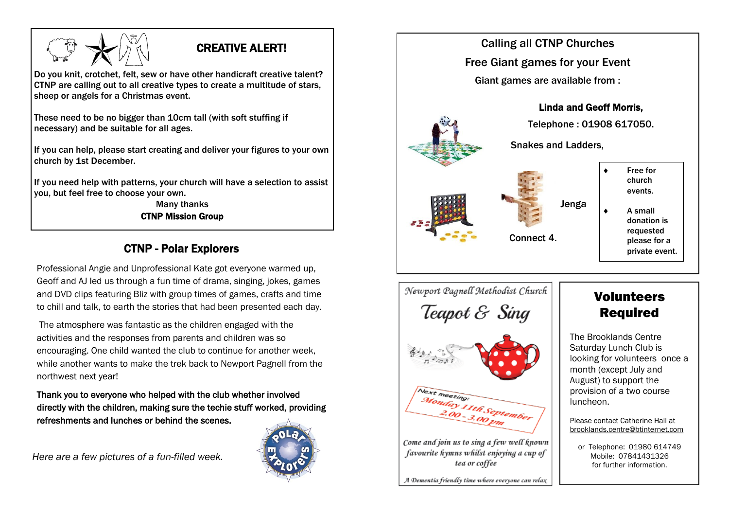## CREATIVE ALERT!

**Do you knit, crotchet, felt, sew or have other handicraft creative talent? CTNP are calling out to all creative types to create a multitude of stars, sheep or angels for a Christmas event.**

**These need to be no bigger than 10cm tall (with soft stuffing if necessary) and be suitable for all ages.**

**If you can help, please start creating and deliver your figures to your own church by 1st December.**

**If you need help with patterns, your church will have a selection to assist you, but feel free to choose your own.**

Many thanks
**CTNP Mission Group**

## CTNP - Polar Explorers

Professional Angie and Unprofessional Kate got everyone warmed up, Geoff and AJ led us through a fun time of drama, singing, jokes, games and DVD clips featuring Bliz with group times of games, crafts and time to chill and talk, to earth the stories that had been presented each day.

The atmosphere was fantastic as the children engaged with the activities and the responses from parents and children was so encouraging. One child wanted the club to continue for another week, while another wants to make the trek back to Newport Pagnell from the northwest next year!

**Thank you to everyone who helped with the club whether involved directly with the children, making sure the techie stuff worked, providing refreshments and lunches or behind the scenes.**

*Here are a few pictures of a fun-filled week.*

## Calling all CTNP Churches

### Free Giant games for your Event

Giant games are available from :

**Linda and Geoff Morris,**
Telephone : 01908 617050.

Snakes and Ladders,

Jenga

Connect 4.

- **Free for church events.**
- **A small donation is requested please for a private event.**

*Newport Pagnell Methodist Church*

## *Teapot & Sing*

*Next meeting:*
*Monday 11th September*
*2.00 - 3.00 pm*

*Come and join us to sing a few well known favourite hymns whilst enjoying a cup of tea or coffee*

*A Dementia friendly time where everyone can relax*

## Volunteers Required

The Brooklands Centre Saturday Lunch Club is looking for volunteers once a month (except July and August) to support the provision of a two course luncheon.

Please contact Catherine Hall at brooklands.centre@btinternet.com

or Telephone: 01980 614749
Mobile: 07841431326
for further information.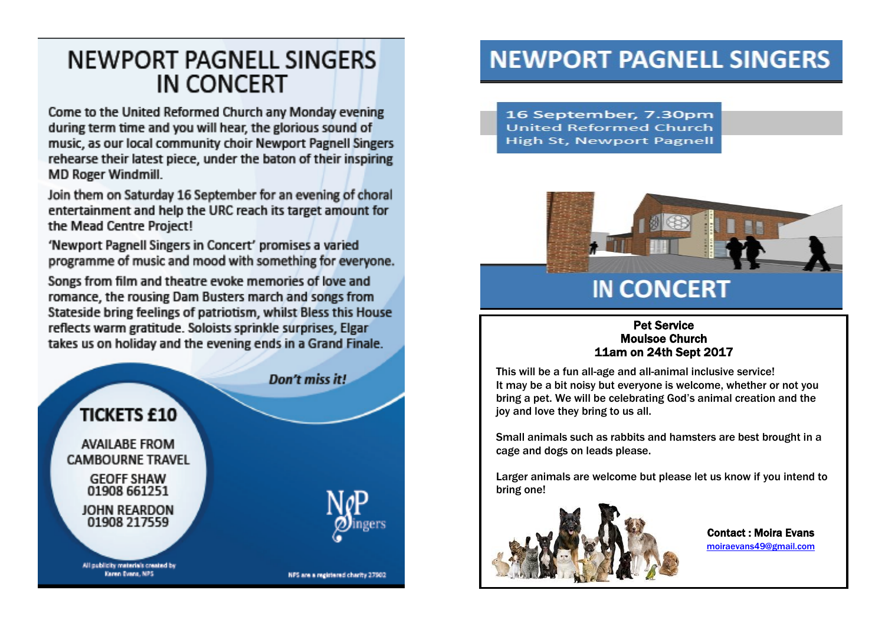# NEWPORT PAGNELL SINGERS IN CONCERT

Come to the United Reformed Church any Monday evening during term time and you will hear, the glorious sound of music, as our local community choir Newport Pagnell Singers rehearse their latest piece, under the baton of their inspiring MD Roger Windmill.

Join them on Saturday 16 September for an evening of choral entertainment and help the URC reach its target amount for the Mead Centre Project!

'Newport Pagnell Singers in Concert' promises a varied programme of music and mood with something for everyone.

Songs from film and theatre evoke memories of love and romance, the rousing Dam Busters march and songs from Stateside bring feelings of patriotism, whilst Bless this House reflects warm gratitude. Soloists sprinkle surprises, Elgar takes us on holiday and the evening ends in a Grand Finale.

***Don't miss it!***

## TICKETS £10

AVAILABE FROM CAMBOURNE TRAVEL

GEOFF SHAW 01908 661251

JOHN REARDON 01908 217559

All publicity materials created by Karen Evans, NPS

NPS are a registered charity 27902

# NEWPORT PAGNELL SINGERS

16 September, 7.30pm
United Reformed Church
High St, Newport Pagnell

# IN CONCERT

**Pet Service**
**Moulsoe Church**
**11am on 24th Sept 2017**

This will be a fun all-age and all-animal inclusive service!
It may be a bit noisy but everyone is welcome, whether or not you bring a pet. We will be celebrating God's animal creation and the joy and love they bring to us all.

Small animals such as rabbits and hamsters are best brought in a cage and dogs on leads please.

Larger animals are welcome but please let us know if you intend to bring one!

**Contact : Moira Evans**
moiraevans49@gmail.com